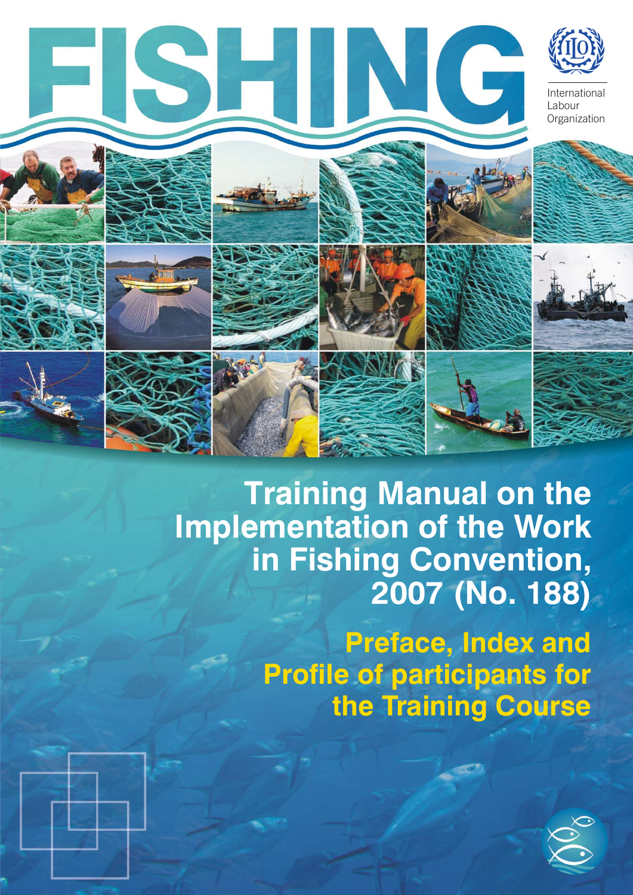# FISHING

International Labour Organization

# Training Manual on the Implementation of the Work in Fishing Convention, 2007 (No. 188)

## Preface, Index and Profile of participants for the Training Course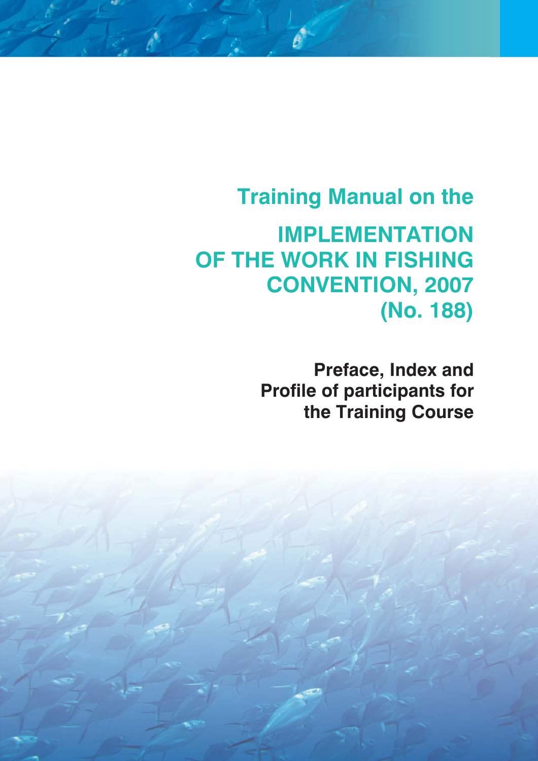# Training Manual on the

# IMPLEMENTATION OF THE WORK IN FISHING CONVENTION, 2007 (No. 188)

## Preface, Index and Profile of participants for the Training Course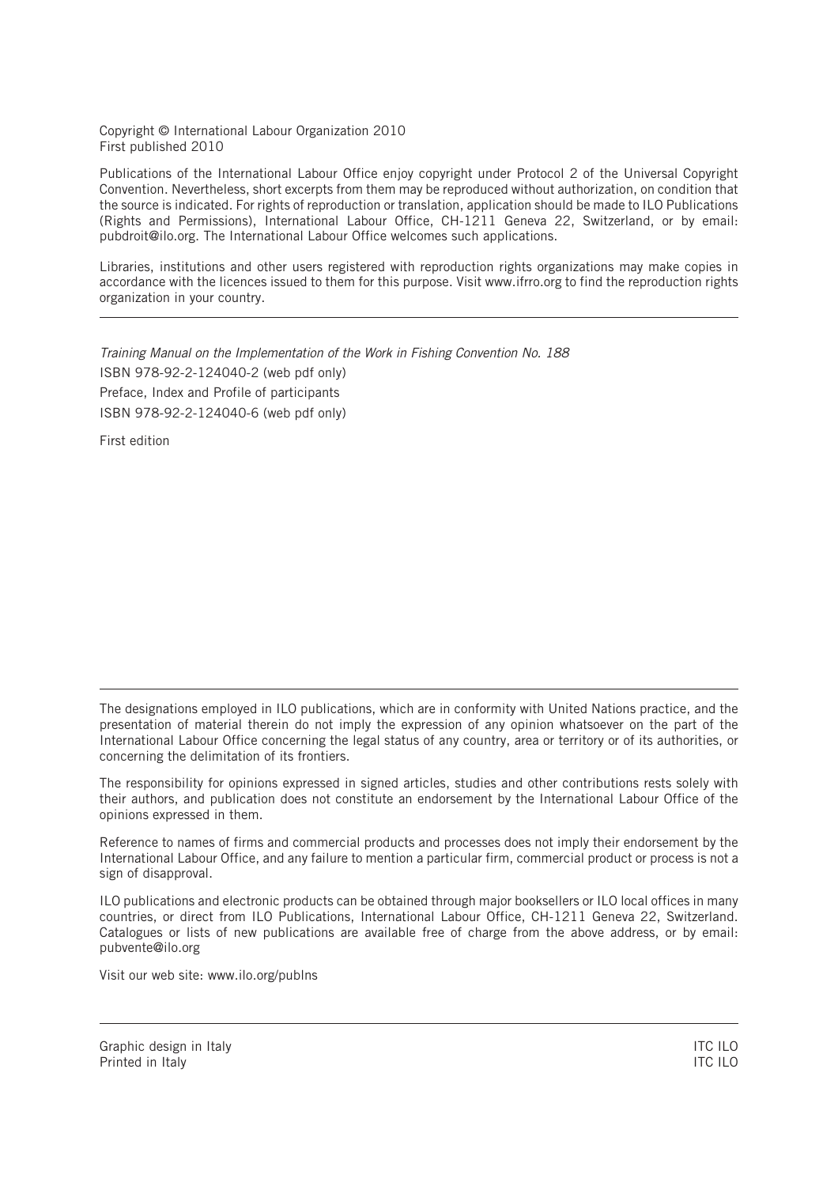Copyright © International Labour Organization 2010
First published 2010

Publications of the International Labour Office enjoy copyright under Protocol 2 of the Universal Copyright Convention. Nevertheless, short excerpts from them may be reproduced without authorization, on condition that the source is indicated. For rights of reproduction or translation, application should be made to ILO Publications (Rights and Permissions), International Labour Office, CH-1211 Geneva 22, Switzerland, or by email: pubdroit@ilo.org. The International Labour Office welcomes such applications.

Libraries, institutions and other users registered with reproduction rights organizations may make copies in accordance with the licences issued to them for this purpose. Visit www.ifrro.org to find the reproduction rights organization in your country.

---

*Training Manual on the Implementation of the Work in Fishing Convention No. 188*
ISBN 978-92-2-124040-2 (web pdf only)
Preface, Index and Profile of participants
ISBN 978-92-2-124040-6 (web pdf only)

First edition

---

The designations employed in ILO publications, which are in conformity with United Nations practice, and the presentation of material therein do not imply the expression of any opinion whatsoever on the part of the International Labour Office concerning the legal status of any country, area or territory or of its authorities, or concerning the delimitation of its frontiers.

The responsibility for opinions expressed in signed articles, studies and other contributions rests solely with their authors, and publication does not constitute an endorsement by the International Labour Office of the opinions expressed in them.

Reference to names of firms and commercial products and processes does not imply their endorsement by the International Labour Office, and any failure to mention a particular firm, commercial product or process is not a sign of disapproval.

ILO publications and electronic products can be obtained through major booksellers or ILO local offices in many countries, or direct from ILO Publications, International Labour Office, CH-1211 Geneva 22, Switzerland. Catalogues or lists of new publications are available free of charge from the above address, or by email: pubvente@ilo.org

Visit our web site: www.ilo.org/publns

---

Graphic design in Italy — ITC ILO
Printed in Italy — ITC ILO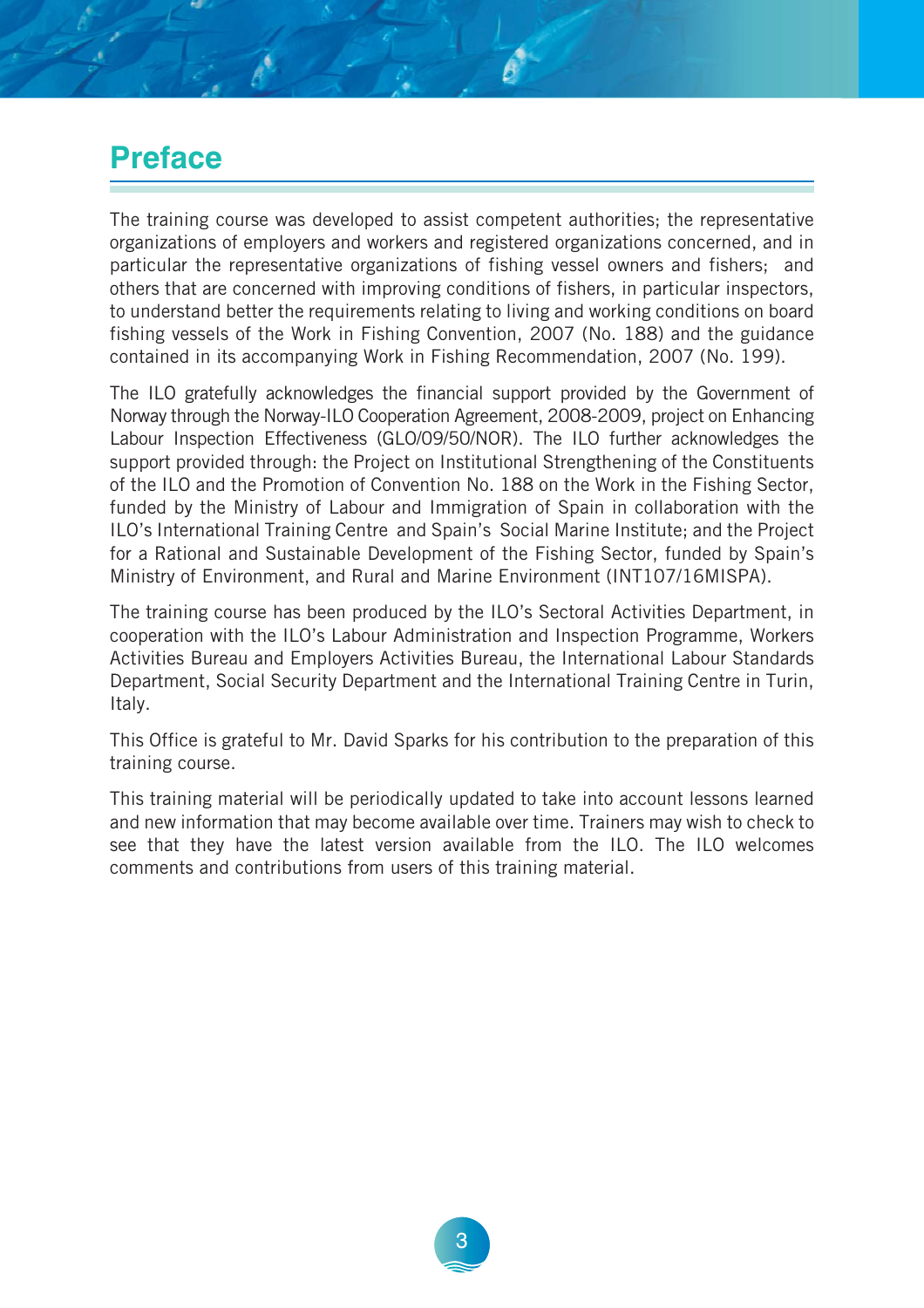# Preface

The training course was developed to assist competent authorities; the representative organizations of employers and workers and registered organizations concerned, and in particular the representative organizations of fishing vessel owners and fishers; and others that are concerned with improving conditions of fishers, in particular inspectors, to understand better the requirements relating to living and working conditions on board fishing vessels of the Work in Fishing Convention, 2007 (No. 188) and the guidance contained in its accompanying Work in Fishing Recommendation, 2007 (No. 199).

The ILO gratefully acknowledges the financial support provided by the Government of Norway through the Norway-ILO Cooperation Agreement, 2008-2009, project on Enhancing Labour Inspection Effectiveness (GLO/09/50/NOR). The ILO further acknowledges the support provided through: the Project on Institutional Strengthening of the Constituents of the ILO and the Promotion of Convention No. 188 on the Work in the Fishing Sector, funded by the Ministry of Labour and Immigration of Spain in collaboration with the ILO's International Training Centre and Spain's Social Marine Institute; and the Project for a Rational and Sustainable Development of the Fishing Sector, funded by Spain's Ministry of Environment, and Rural and Marine Environment (INT107/16MISPA).

The training course has been produced by the ILO's Sectoral Activities Department, in cooperation with the ILO's Labour Administration and Inspection Programme, Workers Activities Bureau and Employers Activities Bureau, the International Labour Standards Department, Social Security Department and the International Training Centre in Turin, Italy.

This Office is grateful to Mr. David Sparks for his contribution to the preparation of this training course.

This training material will be periodically updated to take into account lessons learned and new information that may become available over time. Trainers may wish to check to see that they have the latest version available from the ILO. The ILO welcomes comments and contributions from users of this training material.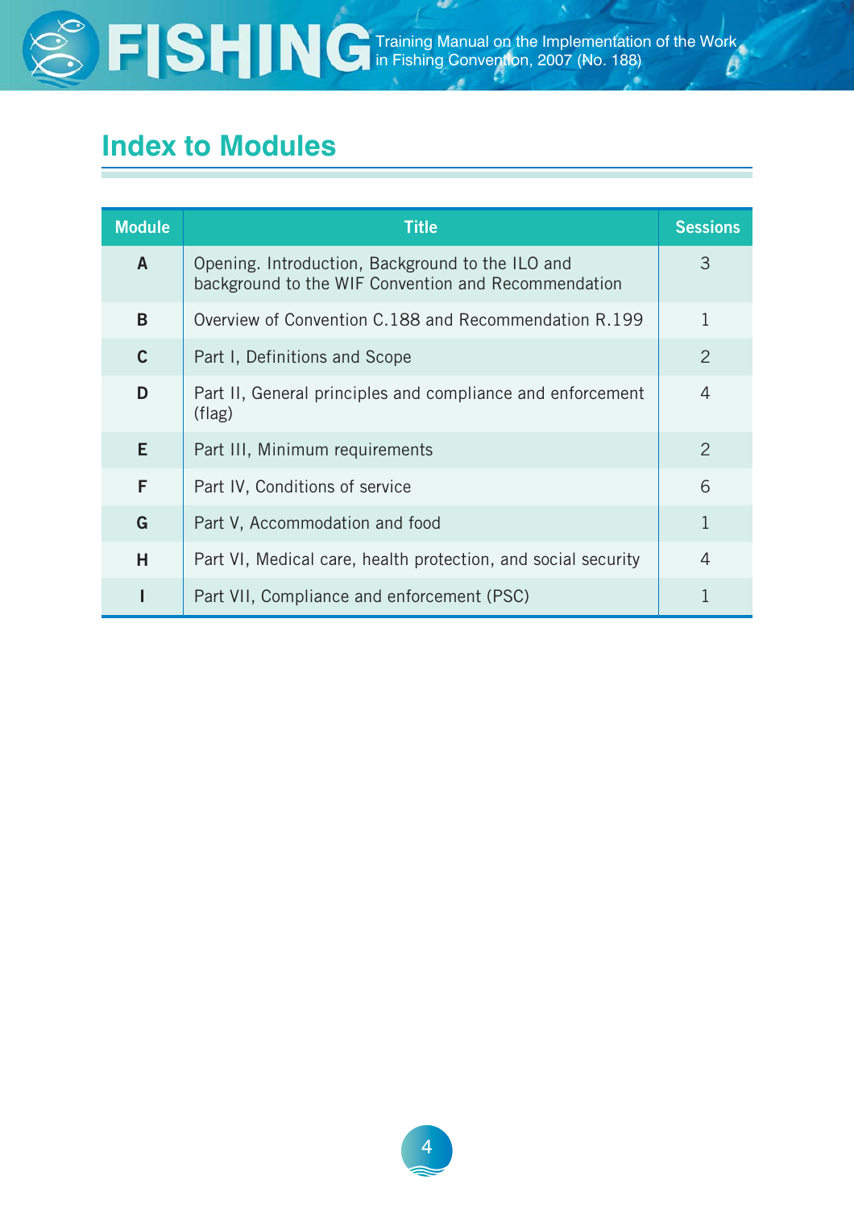## Index to Modules

| Module | Title | Sessions |
|---|---|---|
| A | Opening. Introduction, Background to the ILO and background to the WIF Convention and Recommendation | 3 |
| B | Overview of Convention C.188 and Recommendation R.199 | 1 |
| C | Part I, Definitions and Scope | 2 |
| D | Part II, General principles and compliance and enforcement (flag) | 4 |
| E | Part III, Minimum requirements | 2 |
| F | Part IV, Conditions of service | 6 |
| G | Part V, Accommodation and food | 1 |
| H | Part VI, Medical care, health protection, and social security | 4 |
| I | Part VII, Compliance and enforcement (PSC) | 1 |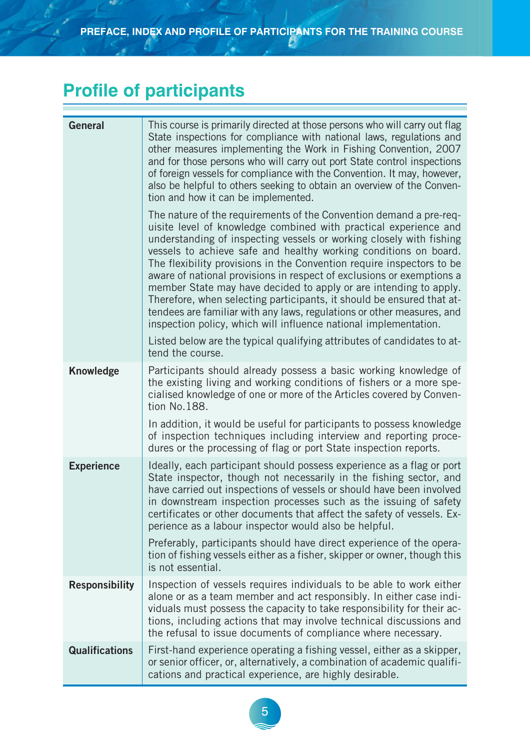## Profile of participants

| | |
|---|---|
| **General** | This course is primarily directed at those persons who will carry out flag State inspections for compliance with national laws, regulations and other measures implementing the Work in Fishing Convention, 2007 and for those persons who will carry out port State control inspections of foreign vessels for compliance with the Convention. It may, however, also be helpful to others seeking to obtain an overview of the Convention and how it can be implemented.<br><br>The nature of the requirements of the Convention demand a pre-requisite level of knowledge combined with practical experience and understanding of inspecting vessels or working closely with fishing vessels to achieve safe and healthy working conditions on board. The flexibility provisions in the Convention require inspectors to be aware of national provisions in respect of exclusions or exemptions a member State may have decided to apply or are intending to apply. Therefore, when selecting participants, it should be ensured that attendees are familiar with any laws, regulations or other measures, and inspection policy, which will influence national implementation.<br><br>Listed below are the typical qualifying attributes of candidates to attend the course. |
| **Knowledge** | Participants should already possess a basic working knowledge of the existing living and working conditions of fishers or a more specialised knowledge of one or more of the Articles covered by Convention No.188.<br><br>In addition, it would be useful for participants to possess knowledge of inspection techniques including interview and reporting procedures or the processing of flag or port State inspection reports. |
| **Experience** | Ideally, each participant should possess experience as a flag or port State inspector, though not necessarily in the fishing sector, and have carried out inspections of vessels or should have been involved in downstream inspection processes such as the issuing of safety certificates or other documents that affect the safety of vessels. Experience as a labour inspector would also be helpful.<br><br>Preferably, participants should have direct experience of the operation of fishing vessels either as a fisher, skipper or owner, though this is not essential. |
| **Responsibility** | Inspection of vessels requires individuals to be able to work either alone or as a team member and act responsibly. In either case individuals must possess the capacity to take responsibility for their actions, including actions that may involve technical discussions and the refusal to issue documents of compliance where necessary. |
| **Qualifications** | First-hand experience operating a fishing vessel, either as a skipper, or senior officer, or, alternatively, a combination of academic qualifications and practical experience, are highly desirable. |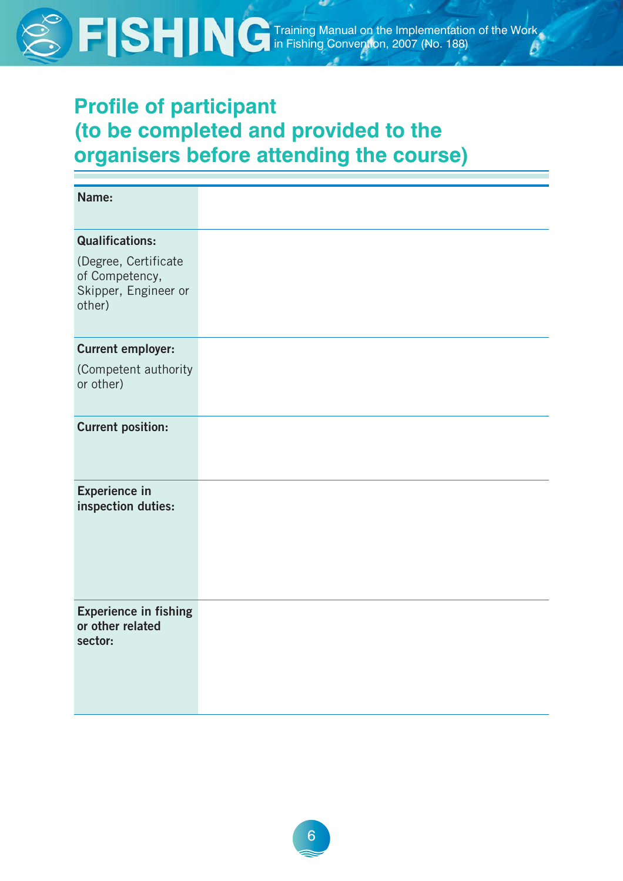## Profile of participant (to be completed and provided to the organisers before attending the course)

| | |
|---|---|
| **Name:** | |
| **Qualifications:** (Degree, Certificate of Competency, Skipper, Engineer or other) | |
| **Current employer:** (Competent authority or other) | |
| **Current position:** | |
| **Experience in inspection duties:** | |
| **Experience in fishing or other related sector:** | |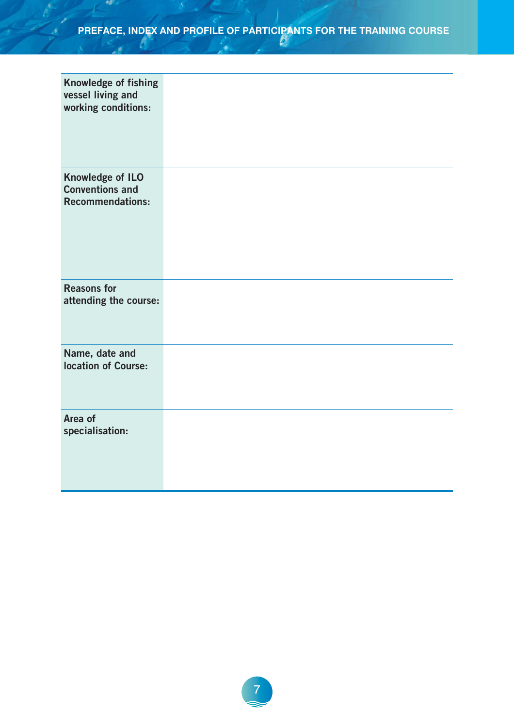| | |
|---|---|
| **Knowledge of fishing vessel living and working conditions:** | |
| **Knowledge of ILO Conventions and Recommendations:** | |
| **Reasons for attending the course:** | |
| **Name, date and location of Course:** | |
| **Area of specialisation:** | |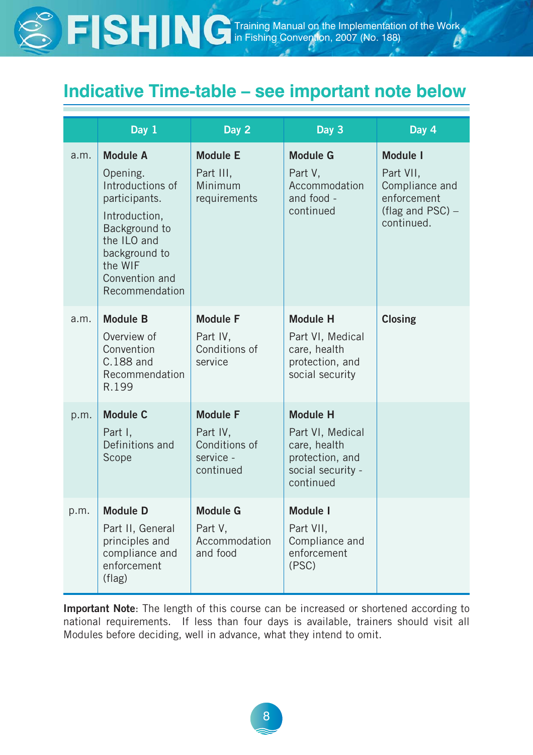## Indicative Time-table – see important note below

| | Day 1 | Day 2 | Day 3 | Day 4 |
|---|---|---|---|---|
| a.m. | **Module A**<br>Opening. Introductions of participants.<br>Introduction, Background to the ILO and background to the WIF Convention and Recommendation | **Module E**<br>Part III, Minimum requirements | **Module G**<br>Part V, Accommodation and food - continued | **Module I**<br>Part VII, Compliance and enforcement (flag and PSC) – continued. |
| a.m. | **Module B**<br>Overview of Convention C.188 and Recommendation R.199 | **Module F**<br>Part IV, Conditions of service | **Module H**<br>Part VI, Medical care, health protection, and social security | **Closing** |
| p.m. | **Module C**<br>Part I, Definitions and Scope | **Module F**<br>Part IV, Conditions of service - continued | **Module H**<br>Part VI, Medical care, health protection, and social security - continued | |
| p.m. | **Module D**<br>Part II, General principles and compliance and enforcement (flag) | **Module G**<br>Part V, Accommodation and food | **Module I**<br>Part VII, Compliance and enforcement (PSC) | |

**Important Note**: The length of this course can be increased or shortened according to national requirements. If less than four days is available, trainers should visit all Modules before deciding, well in advance, what they intend to omit.